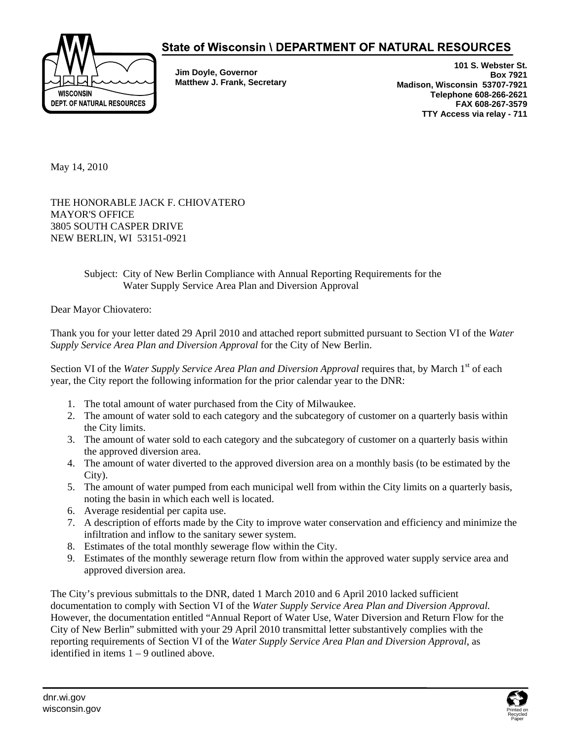**State of Wisconsin \ DEPARTMENT OF NATURAL RESOURCES**

WISCONSIN DEPT. OF NATURAL RESOURCES

**Jim Doyle, Governor**
**Matthew J. Frank, Secretary**

**101 S. Webster St.**
**Box 7921**
**Madison, Wisconsin 53707-7921**
**Telephone 608-266-2621**
**FAX 608-267-3579**
**TTY Access via relay - 711**

May 14, 2010

THE HONORABLE JACK F. CHIOVATERO
MAYOR'S OFFICE
3805 SOUTH CASPER DRIVE
NEW BERLIN, WI 53151-0921

Subject: City of New Berlin Compliance with Annual Reporting Requirements for the Water Supply Service Area Plan and Diversion Approval

Dear Mayor Chiovatero:

Thank you for your letter dated 29 April 2010 and attached report submitted pursuant to Section VI of the *Water Supply Service Area Plan and Diversion Approval* for the City of New Berlin.

Section VI of the *Water Supply Service Area Plan and Diversion Approval* requires that, by March 1st of each year, the City report the following information for the prior calendar year to the DNR:

1. The total amount of water purchased from the City of Milwaukee.
2. The amount of water sold to each category and the subcategory of customer on a quarterly basis within the City limits.
3. The amount of water sold to each category and the subcategory of customer on a quarterly basis within the approved diversion area.
4. The amount of water diverted to the approved diversion area on a monthly basis (to be estimated by the City).
5. The amount of water pumped from each municipal well from within the City limits on a quarterly basis, noting the basin in which each well is located.
6. Average residential per capita use.
7. A description of efforts made by the City to improve water conservation and efficiency and minimize the infiltration and inflow to the sanitary sewer system.
8. Estimates of the total monthly sewerage flow within the City.
9. Estimates of the monthly sewerage return flow from within the approved water supply service area and approved diversion area.

The City's previous submittals to the DNR, dated 1 March 2010 and 6 April 2010 lacked sufficient documentation to comply with Section VI of the *Water Supply Service Area Plan and Diversion Approval.* However, the documentation entitled "Annual Report of Water Use, Water Diversion and Return Flow for the City of New Berlin" submitted with your 29 April 2010 transmittal letter substantively complies with the reporting requirements of Section VI of the *Water Supply Service Area Plan and Diversion Approval*, as identified in items 1 – 9 outlined above.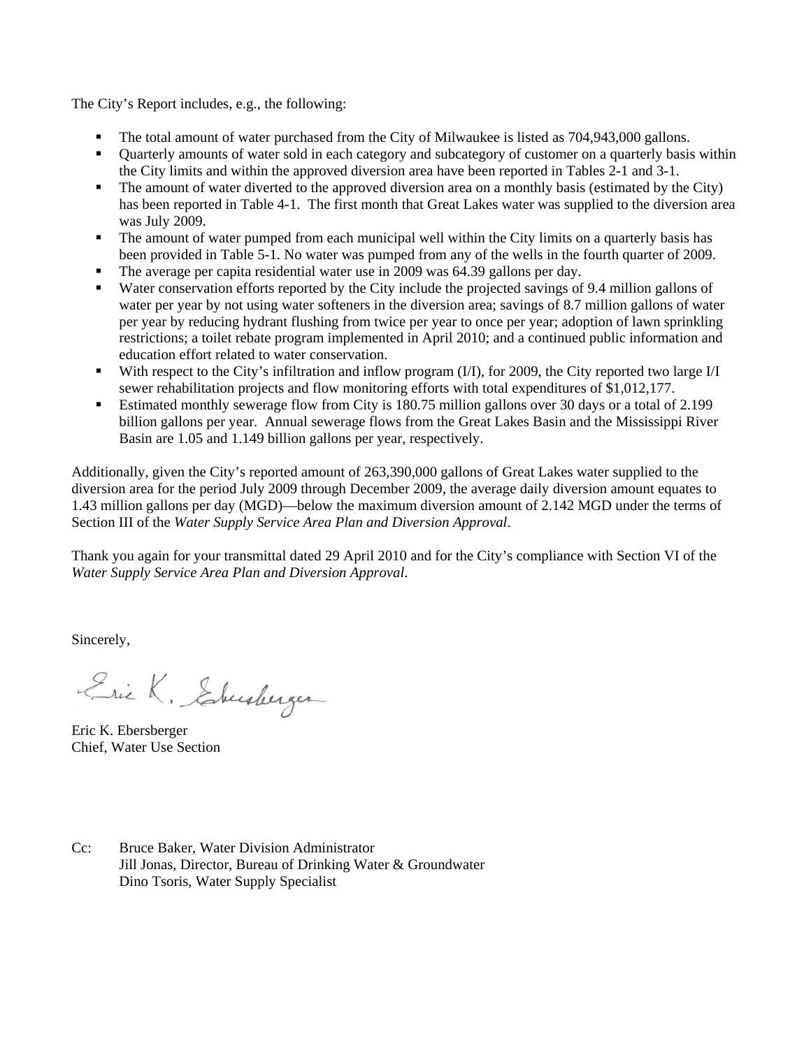The City's Report includes, e.g., the following:

- The total amount of water purchased from the City of Milwaukee is listed as 704,943,000 gallons.
- Quarterly amounts of water sold in each category and subcategory of customer on a quarterly basis within the City limits and within the approved diversion area have been reported in Tables 2-1 and 3-1.
- The amount of water diverted to the approved diversion area on a monthly basis (estimated by the City) has been reported in Table 4-1. The first month that Great Lakes water was supplied to the diversion area was July 2009.
- The amount of water pumped from each municipal well within the City limits on a quarterly basis has been provided in Table 5-1. No water was pumped from any of the wells in the fourth quarter of 2009.
- The average per capita residential water use in 2009 was 64.39 gallons per day.
- Water conservation efforts reported by the City include the projected savings of 9.4 million gallons of water per year by not using water softeners in the diversion area; savings of 8.7 million gallons of water per year by reducing hydrant flushing from twice per year to once per year; adoption of lawn sprinkling restrictions; a toilet rebate program implemented in April 2010; and a continued public information and education effort related to water conservation.
- With respect to the City's infiltration and inflow program (I/I), for 2009, the City reported two large I/I sewer rehabilitation projects and flow monitoring efforts with total expenditures of $1,012,177.
- Estimated monthly sewerage flow from City is 180.75 million gallons over 30 days or a total of 2.199 billion gallons per year. Annual sewerage flows from the Great Lakes Basin and the Mississippi River Basin are 1.05 and 1.149 billion gallons per year, respectively.

Additionally, given the City's reported amount of 263,390,000 gallons of Great Lakes water supplied to the diversion area for the period July 2009 through December 2009, the average daily diversion amount equates to 1.43 million gallons per day (MGD)—below the maximum diversion amount of 2.142 MGD under the terms of Section III of the *Water Supply Service Area Plan and Diversion Approval*.

Thank you again for your transmittal dated 29 April 2010 and for the City's compliance with Section VI of the *Water Supply Service Area Plan and Diversion Approval*.

Sincerely,

Eric K. Ebersberger

Eric K. Ebersberger
Chief, Water Use Section

Cc: Bruce Baker, Water Division Administrator
Jill Jonas, Director, Bureau of Drinking Water & Groundwater
Dino Tsoris, Water Supply Specialist